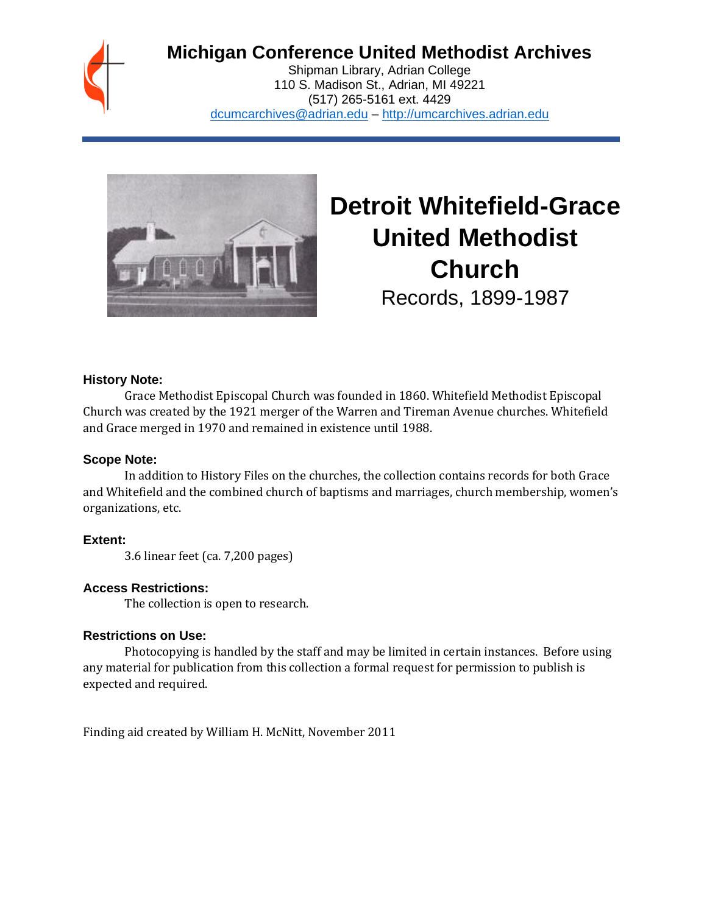# Michigan Conference United Methodist Archives

Shipman Library, Adrian College
110 S. Madison St., Adrian, MI 49221
(517) 265-5161 ext. 4429
dcumcarchives@adrian.edu – http://umcarchives.adrian.edu

# Detroit Whitefield-Grace United Methodist Church

Records, 1899-1987

### History Note:

Grace Methodist Episcopal Church was founded in 1860. Whitefield Methodist Episcopal Church was created by the 1921 merger of the Warren and Tireman Avenue churches. Whitefield and Grace merged in 1970 and remained in existence until 1988.

### Scope Note:

In addition to History Files on the churches, the collection contains records for both Grace and Whitefield and the combined church of baptisms and marriages, church membership, women's organizations, etc.

### Extent:

3.6 linear feet (ca. 7,200 pages)

### Access Restrictions:

The collection is open to research.

### Restrictions on Use:

Photocopying is handled by the staff and may be limited in certain instances. Before using any material for publication from this collection a formal request for permission to publish is expected and required.

Finding aid created by William H. McNitt, November 2011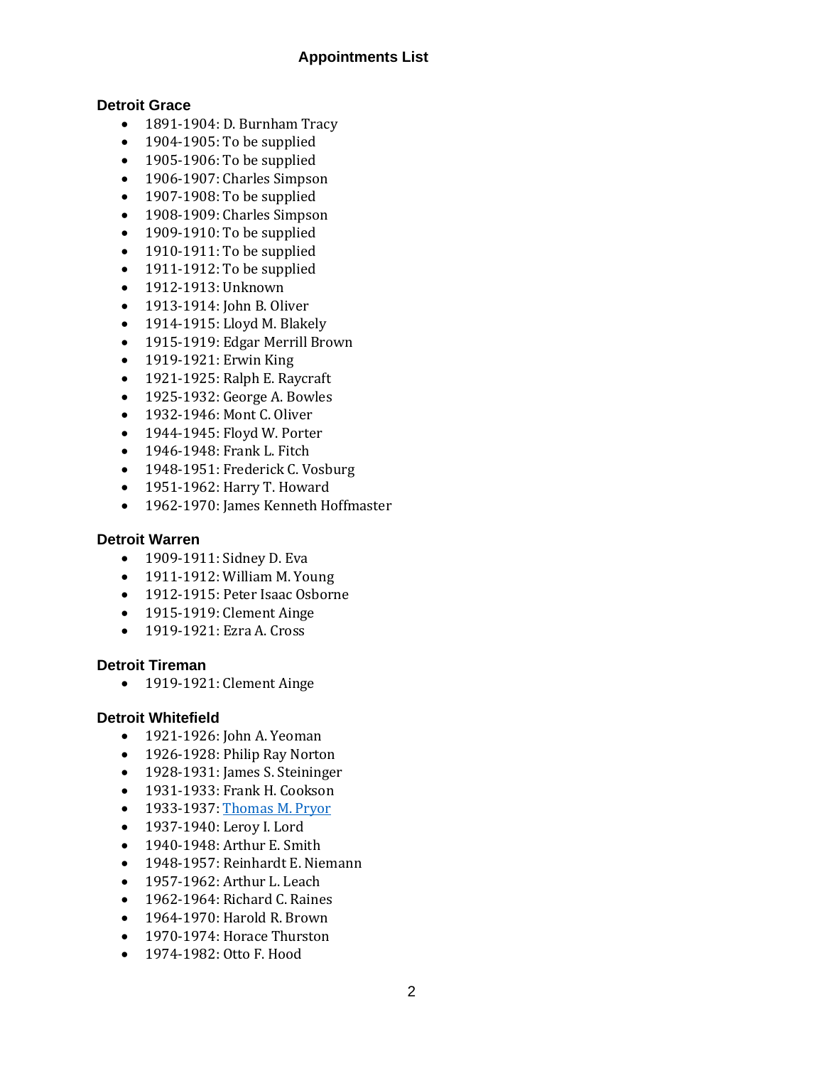# Appointments List

## Detroit Grace

- 1891-1904: D. Burnham Tracy
- 1904-1905: To be supplied
- 1905-1906: To be supplied
- 1906-1907: Charles Simpson
- 1907-1908: To be supplied
- 1908-1909: Charles Simpson
- 1909-1910: To be supplied
- 1910-1911: To be supplied
- 1911-1912: To be supplied
- 1912-1913: Unknown
- 1913-1914: John B. Oliver
- 1914-1915: Lloyd M. Blakely
- 1915-1919: Edgar Merrill Brown
- 1919-1921: Erwin King
- 1921-1925: Ralph E. Raycraft
- 1925-1932: George A. Bowles
- 1932-1946: Mont C. Oliver
- 1944-1945: Floyd W. Porter
- 1946-1948: Frank L. Fitch
- 1948-1951: Frederick C. Vosburg
- 1951-1962: Harry T. Howard
- 1962-1970: James Kenneth Hoffmaster

## Detroit Warren

- 1909-1911: Sidney D. Eva
- 1911-1912: William M. Young
- 1912-1915: Peter Isaac Osborne
- 1915-1919: Clement Ainge
- 1919-1921: Ezra A. Cross

## Detroit Tireman

- 1919-1921: Clement Ainge

## Detroit Whitefield

- 1921-1926: John A. Yeoman
- 1926-1928: Philip Ray Norton
- 1928-1931: James S. Steininger
- 1931-1933: Frank H. Cookson
- 1933-1937: Thomas M. Pryor
- 1937-1940: Leroy I. Lord
- 1940-1948: Arthur E. Smith
- 1948-1957: Reinhardt E. Niemann
- 1957-1962: Arthur L. Leach
- 1962-1964: Richard C. Raines
- 1964-1970: Harold R. Brown
- 1970-1974: Horace Thurston
- 1974-1982: Otto F. Hood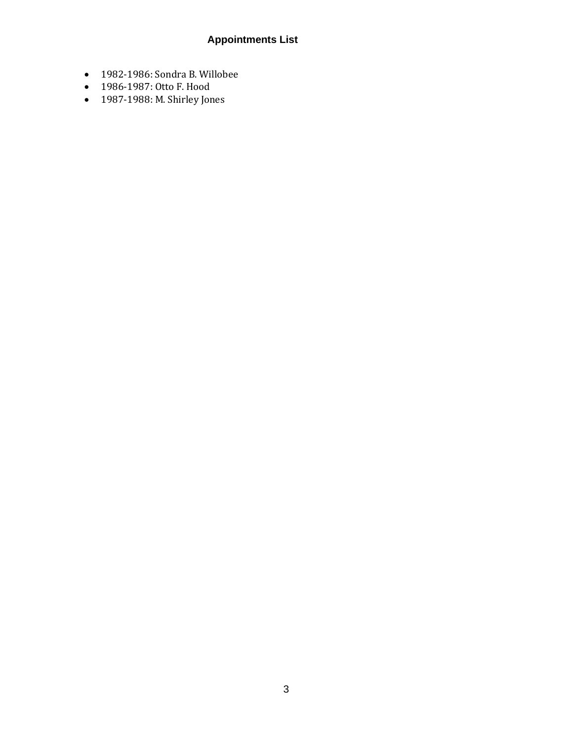## Appointments List

- 1982-1986: Sondra B. Willobee
- 1986-1987: Otto F. Hood
- 1987-1988: M. Shirley Jones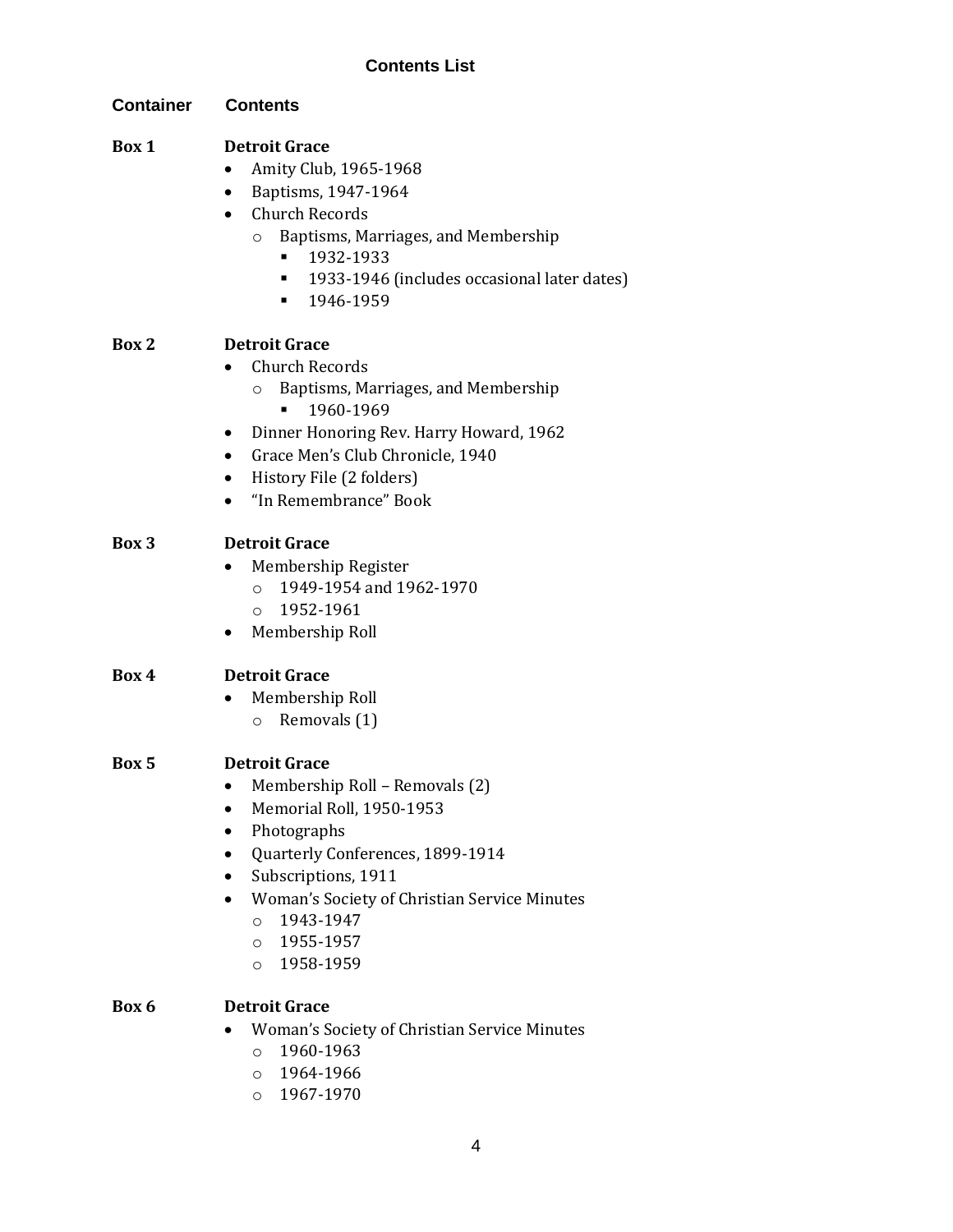## Contents List

**Container** | **Contents**

**Box 1** — **Detroit Grace**

- Amity Club, 1965-1968
- Baptisms, 1947-1964
- Church Records
  - Baptisms, Marriages, and Membership
    - 1932-1933
    - 1933-1946 (includes occasional later dates)
    - 1946-1959

**Box 2** — **Detroit Grace**

- Church Records
  - Baptisms, Marriages, and Membership
    - 1960-1969
- Dinner Honoring Rev. Harry Howard, 1962
- Grace Men's Club Chronicle, 1940
- History File (2 folders)
- "In Remembrance" Book

**Box 3** — **Detroit Grace**

- Membership Register
  - 1949-1954 and 1962-1970
  - 1952-1961
- Membership Roll

**Box 4** — **Detroit Grace**

- Membership Roll
  - Removals (1)

**Box 5** — **Detroit Grace**

- Membership Roll – Removals (2)
- Memorial Roll, 1950-1953
- Photographs
- Quarterly Conferences, 1899-1914
- Subscriptions, 1911
- Woman's Society of Christian Service Minutes
  - 1943-1947
  - 1955-1957
  - 1958-1959

**Box 6** — **Detroit Grace**

- Woman's Society of Christian Service Minutes
  - 1960-1963
  - 1964-1966
  - 1967-1970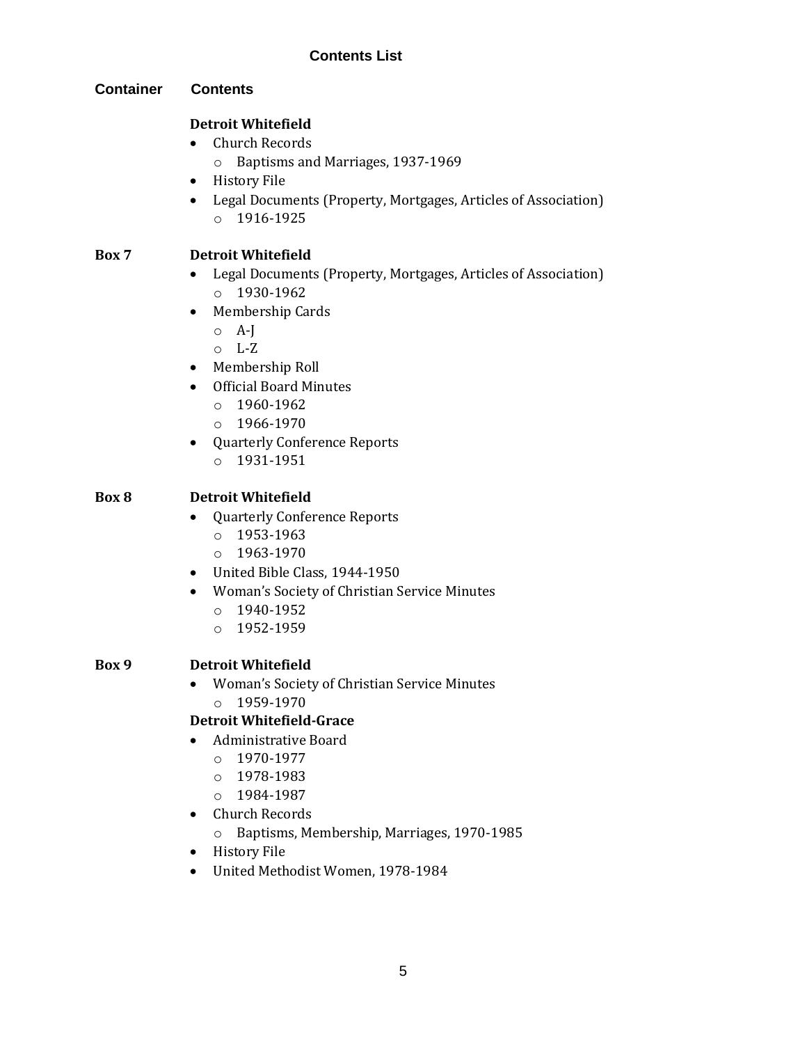## Contents List

| Container | Contents |
|---|---|
| | **Detroit Whitefield**<br>• Church Records<br>  ○ Baptisms and Marriages, 1937-1969<br>• History File<br>• Legal Documents (Property, Mortgages, Articles of Association)<br>  ○ 1916-1925 |
| **Box 7** | **Detroit Whitefield**<br>• Legal Documents (Property, Mortgages, Articles of Association)<br>  ○ 1930-1962<br>• Membership Cards<br>  ○ A-J<br>  ○ L-Z<br>• Membership Roll<br>• Official Board Minutes<br>  ○ 1960-1962<br>  ○ 1966-1970<br>• Quarterly Conference Reports<br>  ○ 1931-1951 |
| **Box 8** | **Detroit Whitefield**<br>• Quarterly Conference Reports<br>  ○ 1953-1963<br>  ○ 1963-1970<br>• United Bible Class, 1944-1950<br>• Woman's Society of Christian Service Minutes<br>  ○ 1940-1952<br>  ○ 1952-1959 |
| **Box 9** | **Detroit Whitefield**<br>• Woman's Society of Christian Service Minutes<br>  ○ 1959-1970<br>**Detroit Whitefield-Grace**<br>• Administrative Board<br>  ○ 1970-1977<br>  ○ 1978-1983<br>  ○ 1984-1987<br>• Church Records<br>  ○ Baptisms, Membership, Marriages, 1970-1985<br>• History File<br>• United Methodist Women, 1978-1984 |